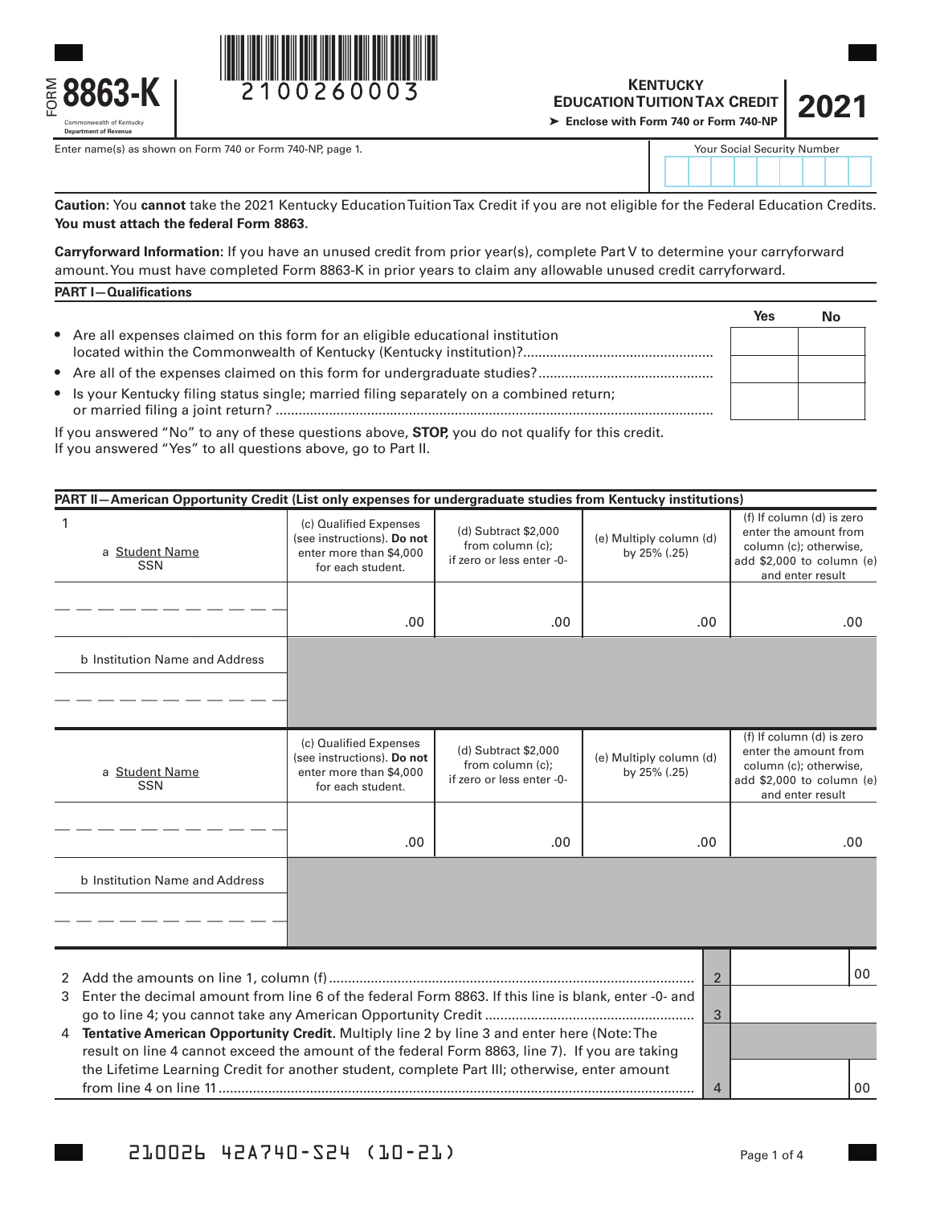FORM **8863-K**

Commonwealth of Kentucky
Department of Revenue

2100260003

# KENTUCKY EDUCATION TUITION TAX CREDIT

➤ Enclose with Form 740 or Form 740-NP

**2021**

Enter name(s) as shown on Form 740 or Form 740-NP, page 1.

Your Social Security Number

**Caution**: You **cannot** take the 2021 Kentucky Education Tuition Tax Credit if you are not eligible for the Federal Education Credits. **You must attach the federal Form 8863.**

**Carryforward Information**: If you have an unused credit from prior year(s), complete Part V to determine your carryforward amount. You must have completed Form 8863-K in prior years to claim any allowable unused credit carryforward.

## PART I—Qualifications

| | Yes | No |
|---|---|---|
| • Are all expenses claimed on this form for an eligible educational institution located within the Commonwealth of Kentucky (Kentucky institution)? | | |
| • Are all of the expenses claimed on this form for undergraduate studies? | | |
| • Is your Kentucky filing status single; married filing separately on a combined return; or married filing a joint return? | | |

If you answered "No" to any of these questions above, **STOP**, you do not qualify for this credit.
If you answered "Yes" to all questions above, go to Part II.

## PART II—American Opportunity Credit (List only expenses for undergraduate studies from Kentucky institutions)

| 1 a Student Name SSN | (c) Qualified Expenses (see instructions). **Do not** enter more than $4,000 for each student. | (d) Subtract $2,000 from column (c); if zero or less enter -0- | (e) Multiply column (d) by 25% (.25) | (f) If column (d) is zero enter the amount from column (c); otherwise, add $2,000 to column (e) and enter result |
|---|---|---|---|---|
| | .00 | .00 | .00 | .00 |
| b Institution Name and Address | | | | |
| a Student Name SSN | (c) Qualified Expenses (see instructions). **Do not** enter more than $4,000 for each student. | (d) Subtract $2,000 from column (c); if zero or less enter -0- | (e) Multiply column (d) by 25% (.25) | (f) If column (d) is zero enter the amount from column (c); otherwise, add $2,000 to column (e) and enter result |
| | .00 | .00 | .00 | .00 |
| b Institution Name and Address | | | | |

2 Add the amounts on line 1, column (f) .......... **2** ______ 00

3 Enter the decimal amount from line 6 of the federal Form 8863. If this line is blank, enter -0- and go to line 4; you cannot take any American Opportunity Credit .......... **3** ______

4 **Tentative American Opportunity Credit**. Multiply line 2 by line 3 and enter here (Note: The result on line 4 cannot exceed the amount of the federal Form 8863, line 7). If you are taking the Lifetime Learning Credit for another student, complete Part III; otherwise, enter amount from line 4 on line 11 .......... **4** ______ 00

210026 42A740-S24 (10-21)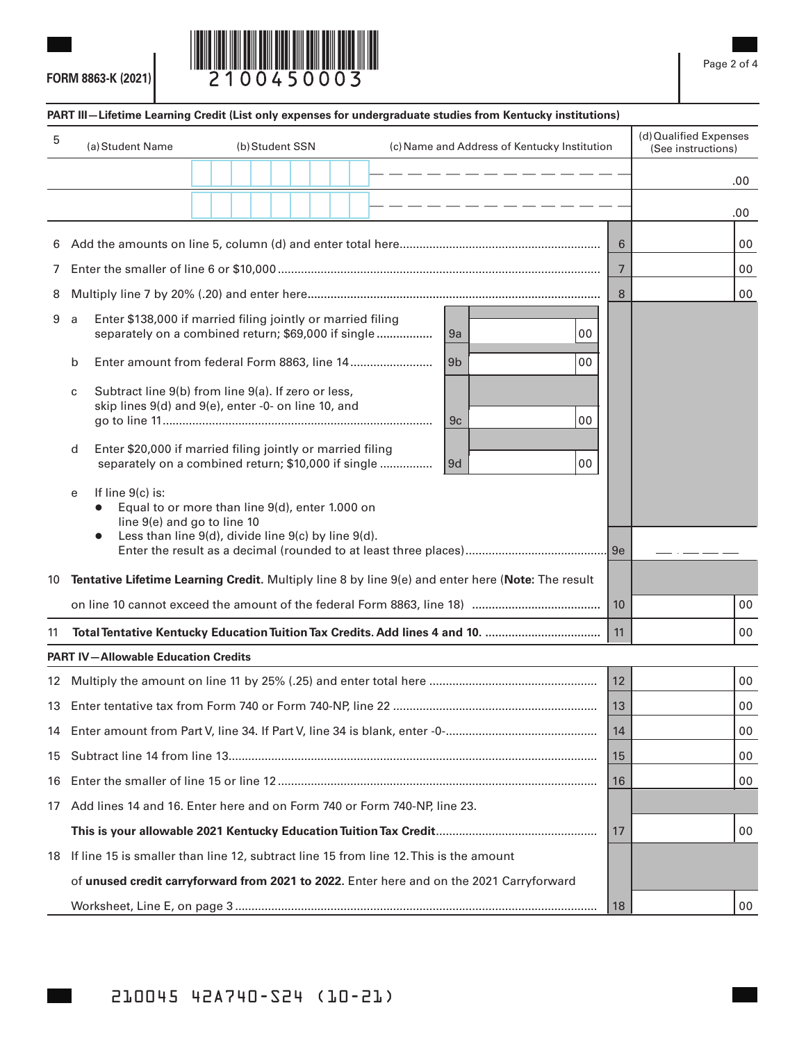FORM 8863-K (2021)

2100450003

## PART III—Lifetime Learning Credit (List only expenses for undergraduate studies from Kentucky institutions)

| 5 | (a) Student Name | (b) Student SSN | (c) Name and Address of Kentucky Institution | (d) Qualified Expenses (See instructions) |
|---|---|---|---|---|
| | | | | .00 |
| | | | | .00 |

| Line | Description | | | Line | Amount |
|---|---|---|---|---|---|
| 6 | Add the amounts on line 5, column (d) and enter total here | | | 6 | 00 |
| 7 | Enter the smaller of line 6 or $10,000 | | | 7 | 00 |
| 8 | Multiply line 7 by 20% (.20) and enter here | | | 8 | 00 |
| 9 a | Enter $138,000 if married filing jointly or married filing separately on a combined return; $69,000 if single | 9a | 00 | | |
| b | Enter amount from federal Form 8863, line 14 | 9b | 00 | | |
| c | Subtract line 9(b) from line 9(a). If zero or less, skip lines 9(d) and 9(e), enter -0- on line 10, and go to line 11 | 9c | 00 | | |
| d | Enter $20,000 if married filing jointly or married filing separately on a combined return; $10,000 if single | 9d | 00 | | |
| e | If line 9(c) is: • Equal to or more than line 9(d), enter 1.000 on line 9(e) and go to line 10 • Less than line 9(d), divide line 9(c) by line 9(d). Enter the result as a decimal (rounded to at least three places) | | | 9e | \_\_ . \_\_ \_\_ \_\_ |
| 10 | **Tentative Lifetime Learning Credit.** Multiply line 8 by line 9(e) and enter here (**Note:** The result on line 10 cannot exceed the amount of the federal Form 8863, line 18) | | | 10 | 00 |
| 11 | **Total Tentative Kentucky Education Tuition Tax Credits. Add lines 4 and 10.** | | | 11 | 00 |

## PART IV—Allowable Education Credits

| Line | Description | Line | Amount |
|---|---|---|---|
| 12 | Multiply the amount on line 11 by 25% (.25) and enter total here | 12 | 00 |
| 13 | Enter tentative tax from Form 740 or Form 740-NP, line 22 | 13 | 00 |
| 14 | Enter amount from Part V, line 34. If Part V, line 34 is blank, enter -0- | 14 | 00 |
| 15 | Subtract line 14 from line 13 | 15 | 00 |
| 16 | Enter the smaller of line 15 or line 12 | 16 | 00 |
| 17 | Add lines 14 and 16. Enter here and on Form 740 or Form 740-NP, line 23. **This is your allowable 2021 Kentucky Education Tuition Tax Credit** | 17 | 00 |
| 18 | If line 15 is smaller than line 12, subtract line 15 from line 12. This is the amount of **unused credit carryforward from 2021 to 2022**. Enter here and on the 2021 Carryforward Worksheet, Line E, on page 3 | 18 | 00 |

210045 42A740-S24 (10-21)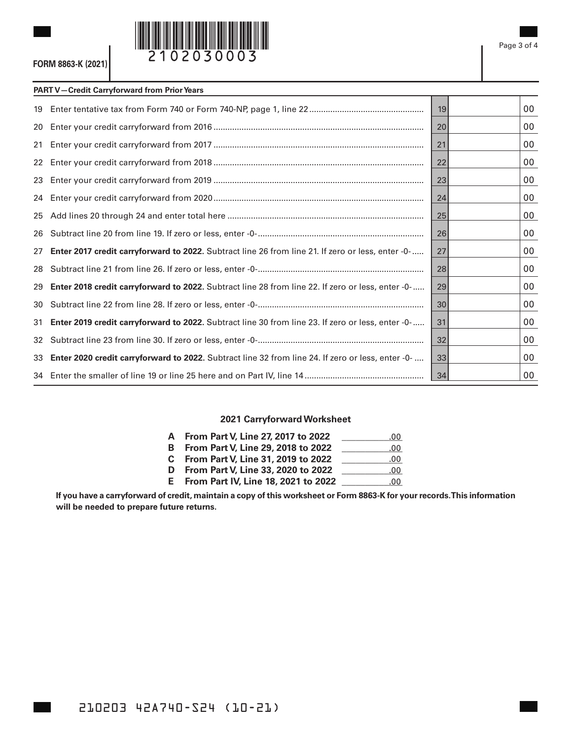FORM 8863-K (2021)

2102030003

## PART V—Credit Carryforward from Prior Years

| | | | |
|---|---|---|---|
| 19 | Enter tentative tax from Form 740 or Form 740-NP, page 1, line 22 | 19 | 00 |
| 20 | Enter your credit carryforward from 2016 | 20 | 00 |
| 21 | Enter your credit carryforward from 2017 | 21 | 00 |
| 22 | Enter your credit carryforward from 2018 | 22 | 00 |
| 23 | Enter your credit carryforward from 2019 | 23 | 00 |
| 24 | Enter your credit carryforward from 2020 | 24 | 00 |
| 25 | Add lines 20 through 24 and enter total here | 25 | 00 |
| 26 | Subtract line 20 from line 19. If zero or less, enter -0- | 26 | 00 |
| 27 | **Enter 2017 credit carryforward to 2022.** Subtract line 26 from line 21. If zero or less, enter -0- | 27 | 00 |
| 28 | Subtract line 21 from line 26. If zero or less, enter -0- | 28 | 00 |
| 29 | **Enter 2018 credit carryforward to 2022.** Subtract line 28 from line 22. If zero or less, enter -0- | 29 | 00 |
| 30 | Subtract line 22 from line 28. If zero or less, enter -0- | 30 | 00 |
| 31 | **Enter 2019 credit carryforward to 2022.** Subtract line 30 from line 23. If zero or less, enter -0- | 31 | 00 |
| 32 | Subtract line 23 from line 30. If zero or less, enter -0- | 32 | 00 |
| 33 | **Enter 2020 credit carryforward to 2022.** Subtract line 32 from line 24. If zero or less, enter -0- | 33 | 00 |
| 34 | Enter the smaller of line 19 or line 25 here and on Part IV, line 14 | 34 | 00 |

### 2021 Carryforward Worksheet

| | | |
|---|---|---|
| **A** | **From Part V, Line 27, 2017 to 2022** | .00 |
| **B** | **From Part V, Line 29, 2018 to 2022** | .00 |
| **C** | **From Part V, Line 31, 2019 to 2022** | .00 |
| **D** | **From Part V, Line 33, 2020 to 2022** | .00 |
| **E** | **From Part IV, Line 18, 2021 to 2022** | .00 |

**If you have a carryforward of credit, maintain a copy of this worksheet or Form 8863-K for your records. This information will be needed to prepare future returns.**

210203 42A740-S24 (10-21)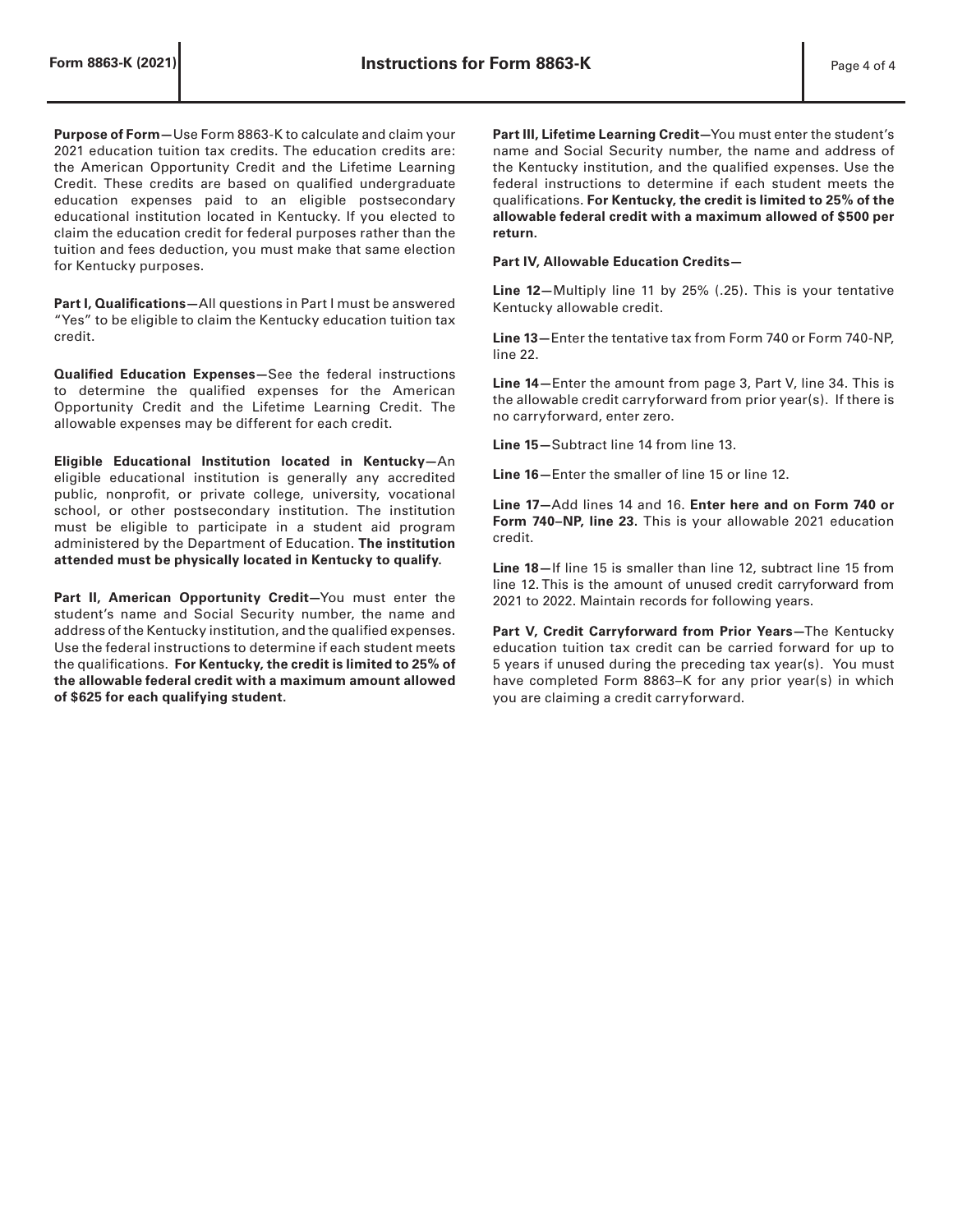# Instructions for Form 8863-K

**Purpose of Form—**Use Form 8863-K to calculate and claim your 2021 education tuition tax credits. The education credits are: the American Opportunity Credit and the Lifetime Learning Credit. These credits are based on qualified undergraduate education expenses paid to an eligible postsecondary educational institution located in Kentucky. If you elected to claim the education credit for federal purposes rather than the tuition and fees deduction, you must make that same election for Kentucky purposes.

**Part I, Qualifications—**All questions in Part I must be answered "Yes" to be eligible to claim the Kentucky education tuition tax credit.

**Qualified Education Expenses—**See the federal instructions to determine the qualified expenses for the American Opportunity Credit and the Lifetime Learning Credit. The allowable expenses may be different for each credit.

**Eligible Educational Institution located in Kentucky—**An eligible educational institution is generally any accredited public, nonprofit, or private college, university, vocational school, or other postsecondary institution. The institution must be eligible to participate in a student aid program administered by the Department of Education. **The institution attended must be physically located in Kentucky to qualify.**

**Part II, American Opportunity Credit—**You must enter the student's name and Social Security number, the name and address of the Kentucky institution, and the qualified expenses. Use the federal instructions to determine if each student meets the qualifications. **For Kentucky, the credit is limited to 25% of the allowable federal credit with a maximum amount allowed of $625 for each qualifying student.**

**Part III, Lifetime Learning Credit—**You must enter the student's name and Social Security number, the name and address of the Kentucky institution, and the qualified expenses. Use the federal instructions to determine if each student meets the qualifications. **For Kentucky, the credit is limited to 25% of the allowable federal credit with a maximum allowed of $500 per return.**

**Part IV, Allowable Education Credits—**

**Line 12—**Multiply line 11 by 25% (.25). This is your tentative Kentucky allowable credit.

**Line 13—**Enter the tentative tax from Form 740 or Form 740-NP, line 22.

**Line 14—**Enter the amount from page 3, Part V, line 34. This is the allowable credit carryforward from prior year(s). If there is no carryforward, enter zero.

**Line 15—**Subtract line 14 from line 13.

**Line 16—**Enter the smaller of line 15 or line 12.

**Line 17—**Add lines 14 and 16. **Enter here and on Form 740 or Form 740–NP, line 23.** This is your allowable 2021 education credit.

**Line 18—**If line 15 is smaller than line 12, subtract line 15 from line 12. This is the amount of unused credit carryforward from 2021 to 2022. Maintain records for following years.

**Part V, Credit Carryforward from Prior Years—**The Kentucky education tuition tax credit can be carried forward for up to 5 years if unused during the preceding tax year(s). You must have completed Form 8863–K for any prior year(s) in which you are claiming a credit carryforward.